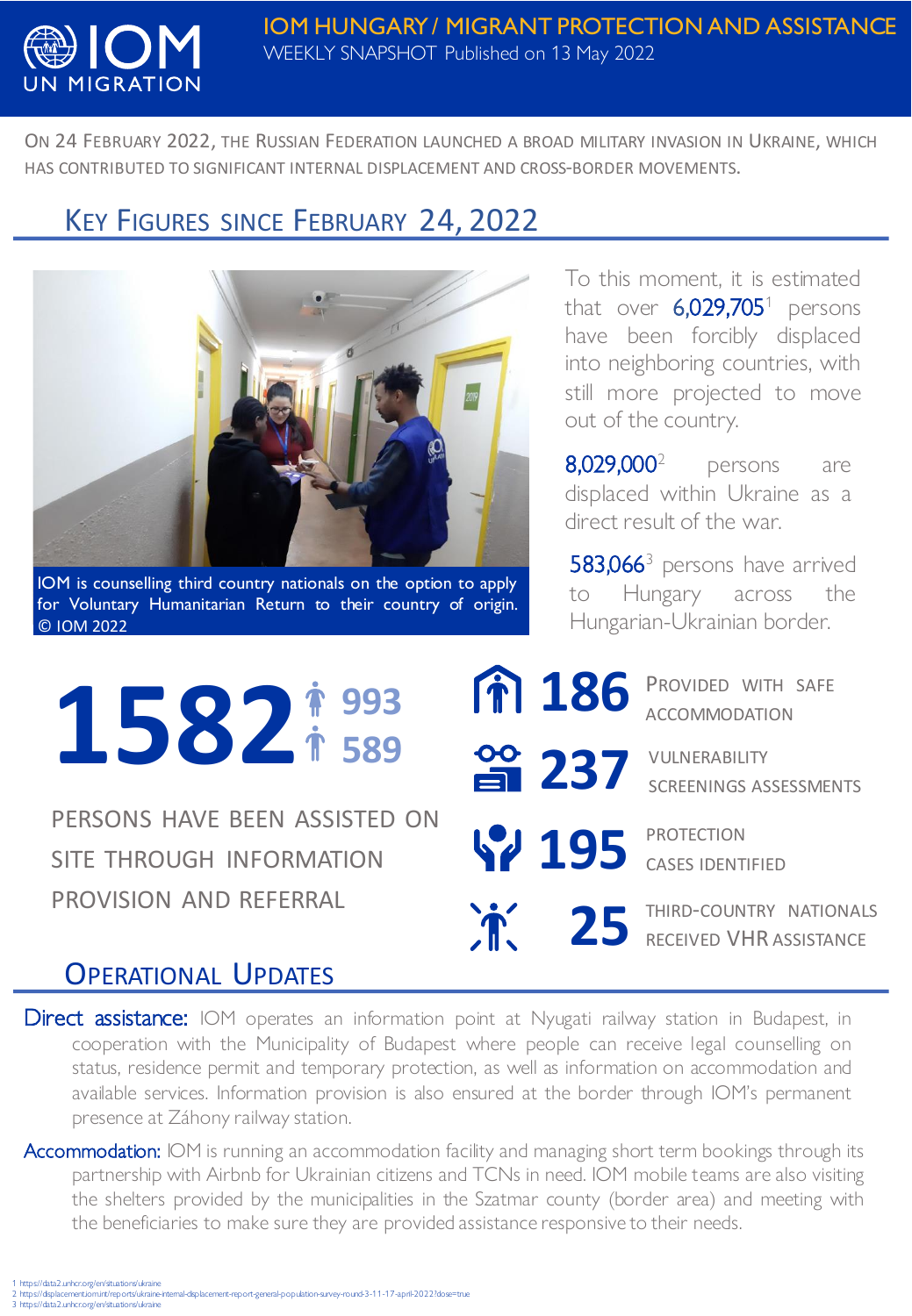# IOM HUNGARY / MIGRANT PROTECTION AND ASSISTANCE

WEEKLY SNAPSHOT Published on 13 May 2022

ON 24 FEBRUARY 2022, THE RUSSIAN FEDERATION LAUNCHED A BROAD MILITARY INVASION IN UKRAINE, WHICH HAS CONTRIBUTED TO SIGNIFICANT INTERNAL DISPLACEMENT AND CROSS-BORDER MOVEMENTS.

## KEY FIGURES SINCE FEBRUARY 24, 2022

IOM is counselling third country nationals on the option to apply for Voluntary Humanitarian Return to their country of origin. © IOM 2022

To this moment, it is estimated that over **6,029,705**[1] persons have been forcibly displaced into neighboring countries, with still more projected to move out of the country.

**8,029,000**[2] persons are displaced within Ukraine as a direct result of the war.

**583,066**[3] persons have arrived to Hungary across the Hungarian-Ukrainian border.

**1582** (993 / 589)

PERSONS HAVE BEEN ASSISTED ON SITE THROUGH INFORMATION PROVISION AND REFERRAL

**186** PROVIDED WITH SAFE ACCOMMODATION

**237** VULNERABILITY SCREENINGS ASSESSMENTS

**195** PROTECTION CASES IDENTIFIED

**25** THIRD-COUNTRY NATIONALS RECEIVED VHR ASSISTANCE

## OPERATIONAL UPDATES

**Direct assistance:** IOM operates an information point at Nyugati railway station in Budapest, in cooperation with the Municipality of Budapest where people can receive legal counselling on status, residence permit and temporary protection, as well as information on accommodation and available services. Information provision is also ensured at the border through IOM's permanent presence at Záhony railway station.

**Accommodation:** IOM is running an accommodation facility and managing short term bookings through its partnership with Airbnb for Ukrainian citizens and TCNs in need. IOM mobile teams are also visiting the shelters provided by the municipalities in the Szatmar county (border area) and meeting with the beneficiaries to make sure they are provided assistance responsive to their needs.

1 https://data2.unhcr.org/en/situations/ukraine
2 https://displacement.iom.int/reports/ukraine-internal-displacement-report-general-population-survey-round-3-11-17-april-2022?close=true
3 https://data2.unhcr.org/en/situations/ukraine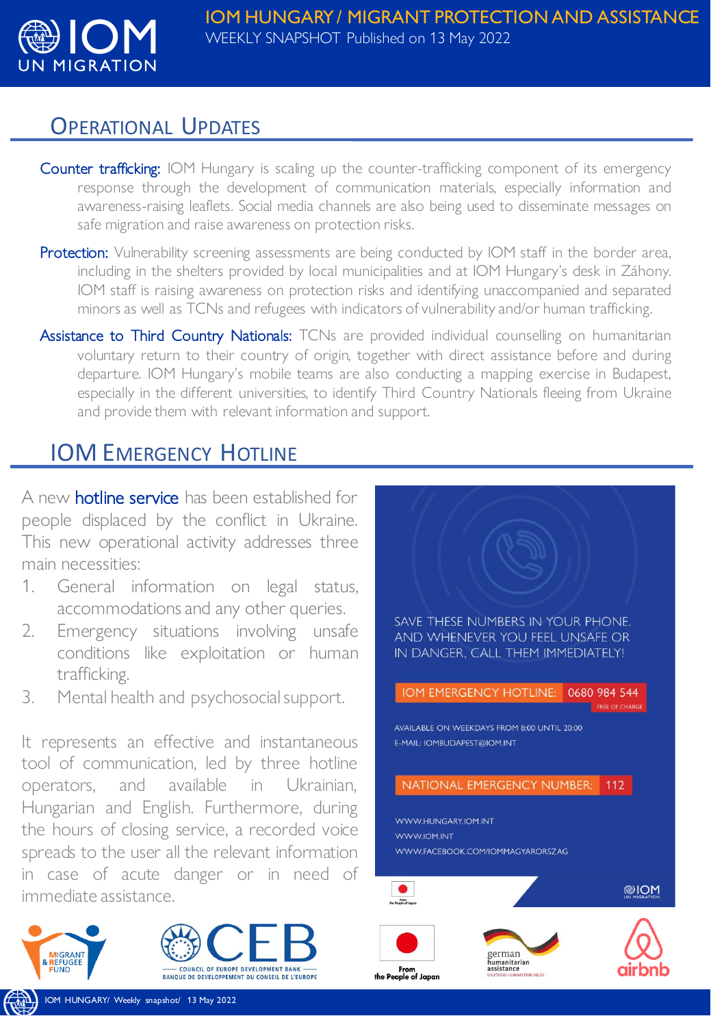## Operational Updates

**Counter trafficking:** IOM Hungary is scaling up the counter-trafficking component of its emergency response through the development of communication materials, especially information and awareness-raising leaflets. Social media channels are also being used to disseminate messages on safe migration and raise awareness on protection risks.

**Protection:** Vulnerability screening assessments are being conducted by IOM staff in the border area, including in the shelters provided by local municipalities and at IOM Hungary's desk in Záhony. IOM staff is raising awareness on protection risks and identifying unaccompanied and separated minors as well as TCNs and refugees with indicators of vulnerability and/or human trafficking.

**Assistance to Third Country Nationals:** TCNs are provided individual counselling on humanitarian voluntary return to their country of origin, together with direct assistance before and during departure. IOM Hungary's mobile teams are also conducting a mapping exercise in Budapest, especially in the different universities, to identify Third Country Nationals fleeing from Ukraine and provide them with relevant information and support.

## IOM Emergency Hotline

A new hotline service has been established for people displaced by the conflict in Ukraine. This new operational activity addresses three main necessities:

1. General information on legal status, accommodations and any other queries.
2. Emergency situations involving unsafe conditions like exploitation or human trafficking.
3. Mental health and psychosocial support.

It represents an effective and instantaneous tool of communication, led by three hotline operators, and available in Ukrainian, Hungarian and English. Furthermore, during the hours of closing service, a recorded voice spreads to the user all the relevant information in case of acute danger or in need of immediate assistance.

SAVE THESE NUMBERS IN YOUR PHONE. AND WHENEVER YOU FEEL UNSAFE OR IN DANGER, CALL THEM IMMEDIATELY!

IOM EMERGENCY HOTLINE: 0680 984 544

FREE OF CHARGE

AVAILABLE ON WEEKDAYS FROM 8:00 UNTIL 20:00

E-MAIL: IOMBUDAPEST@IOM.INT

NATIONAL EMERGENCY NUMBER: 112

WWW.HUNGARY.IOM.INT

WWW.IOM.INT

WWW.FACEBOOK.COM/IOMMAGYARORSZAG

Migrant & Refugee Fund | CEB Council of Europe Development Bank — Banque de Développement du Conseil de l'Europe | From the People of Japan | german humanitarian assistance | airbnb